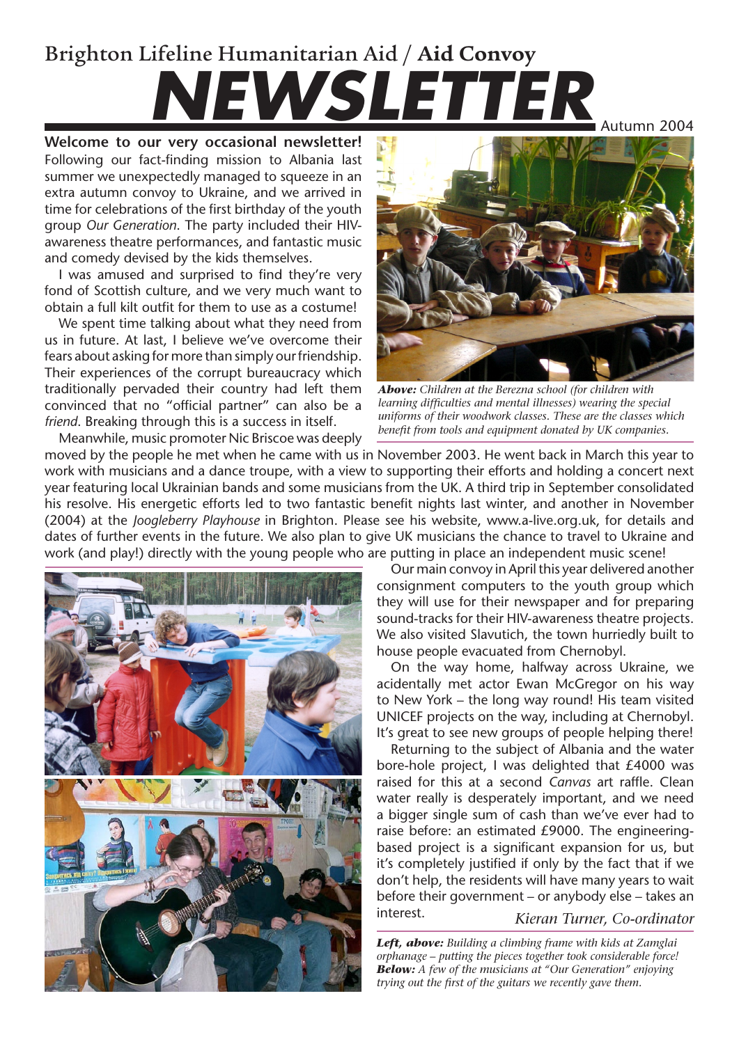# Brighton Lifeline Humanitarian Aid / **Aid Convoy**

# NEWSLETTER

Autumn 2004

**Welcome to our very occasional newsletter!** Following our fact-finding mission to Albania last summer we unexpectedly managed to squeeze in an extra autumn convoy to Ukraine, and we arrived in time for celebrations of the first birthday of the youth group *Our Generation*. The party included their HIV-awareness theatre performances, and fantastic music and comedy devised by the kids themselves.

I was amused and surprised to find they're very fond of Scottish culture, and we very much want to obtain a full kilt outfit for them to use as a costume!

We spent time talking about what they need from us in future. At last, I believe we've overcome their fears about asking for more than simply our friendship. Their experiences of the corrupt bureaucracy which traditionally pervaded their country had left them convinced that no "official partner" can also be a *friend*. Breaking through this is a success in itself.

***Above:*** *Children at the Berezna school (for children with learning difficulties and mental illnesses) wearing the special uniforms of their woodwork classes. These are the classes which benefit from tools and equipment donated by UK companies.*

Meanwhile, music promoter Nic Briscoe was deeply moved by the people he met when he came with us in November 2003. He went back in March this year to work with musicians and a dance troupe, with a view to supporting their efforts and holding a concert next year featuring local Ukrainian bands and some musicians from the UK. A third trip in September consolidated his resolve. His energetic efforts led to two fantastic benefit nights last winter, and another in November (2004) at the *Joogleberry Playhouse* in Brighton. Please see his website, www.a-live.org.uk, for details and dates of further events in the future. We also plan to give UK musicians the chance to travel to Ukraine and work (and play!) directly with the young people who are putting in place an independent music scene!

Our main convoy in April this year delivered another consignment computers to the youth group which they will use for their newspaper and for preparing sound-tracks for their HIV-awareness theatre projects. We also visited Slavutich, the town hurriedly built to house people evacuated from Chernobyl.

On the way home, halfway across Ukraine, we acidentally met actor Ewan McGregor on his way to New York – the long way round! His team visited UNICEF projects on the way, including at Chernobyl. It's great to see new groups of people helping there!

Returning to the subject of Albania and the water bore-hole project, I was delighted that £4000 was raised for this at a second *Canvas* art raffle. Clean water really is desperately important, and we need a bigger single sum of cash than we've ever had to raise before: an estimated £9000. The engineering-based project is a significant expansion for us, but it's completely justified if only by the fact that if we don't help, the residents will have many years to wait before their government – or anybody else – takes an interest.

*Kieran Turner, Co-ordinator*

***Left, above:*** *Building a climbing frame with kids at Zamglai orphanage – putting the pieces together took considerable force!*
***Below:*** *A few of the musicians at "Our Generation" enjoying trying out the first of the guitars we recently gave them.*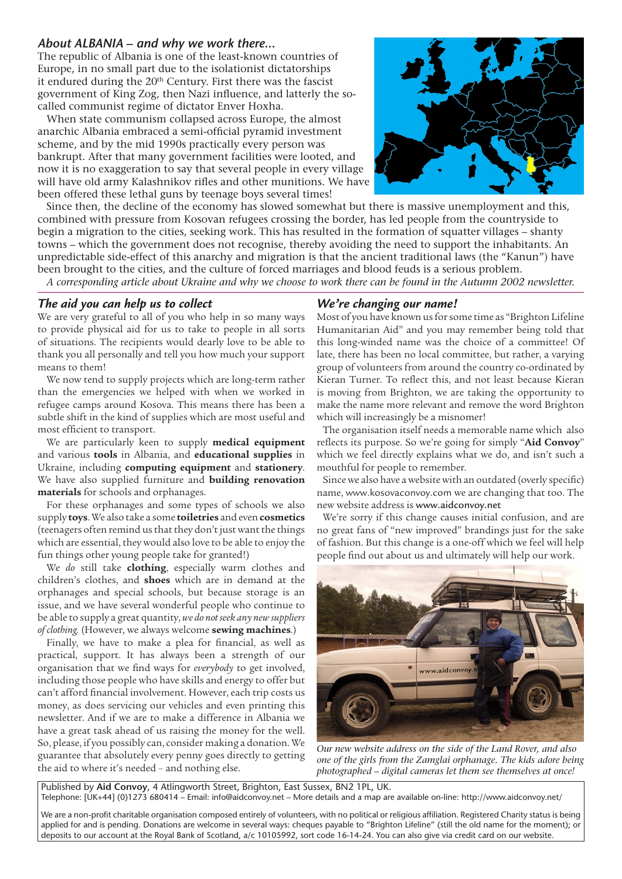### *About ALBANIA – and why we work there...*

The republic of Albania is one of the least-known countries of Europe, in no small part due to the isolationist dictatorships it endured during the 20th Century. First there was the fascist government of King Zog, then Nazi influence, and latterly the so-called communist regime of dictator Enver Hoxha.

When state communism collapsed across Europe, the almost anarchic Albania embraced a semi-official pyramid investment scheme, and by the mid 1990s practically every person was bankrupt. After that many government facilities were looted, and now it is no exaggeration to say that several people in every village will have old army Kalashnikov rifles and other munitions. We have been offered these lethal guns by teenage boys several times!

Since then, the decline of the economy has slowed somewhat but there is massive unemployment and this, combined with pressure from Kosovan refugees crossing the border, has led people from the countryside to begin a migration to the cities, seeking work. This has resulted in the formation of squatter villages – shanty towns – which the government does not recognise, thereby avoiding the need to support the inhabitants. An unpredictable side-effect of this anarchy and migration is that the ancient traditional laws (the "Kanun") have been brought to the cities, and the culture of forced marriages and blood feuds is a serious problem.

*A corresponding article about Ukraine and why we choose to work there can be found in the Autumn 2002 newsletter.*

### *The aid you can help us to collect*

We are very grateful to all of you who help in so many ways to provide physical aid for us to take to people in all sorts of situations. The recipients would dearly love to be able to thank you all personally and tell you how much your support means to them!

We now tend to supply projects which are long-term rather than the emergencies we helped with when we worked in refugee camps around Kosova. This means there has been a subtle shift in the kind of supplies which are most useful and most efficient to transport.

We are particularly keen to supply **medical equipment** and various **tools** in Albania, and **educational supplies** in Ukraine, including **computing equipment** and **stationery**. We have also supplied furniture and **building renovation materials** for schools and orphanages.

For these orphanages and some types of schools we also supply **toys**. We also take a some **toiletries** and even **cosmetics** (teenagers often remind us that they don't just want the things which are essential, they would also love to be able to enjoy the fun things other young people take for granted!)

We *do* still take **clothing**, especially warm clothes and children's clothes, and **shoes** which are in demand at the orphanages and special schools, but because storage is an issue, and we have several wonderful people who continue to be able to supply a great quantity, *we do not seek any new suppliers of clothing.* (However, we always welcome **sewing machines**.)

Finally, we have to make a plea for financial, as well as practical, support. It has always been a strength of our organisation that we find ways for *everybody* to get involved, including those people who have skills and energy to offer but can't afford financial involvement. However, each trip costs us money, as does servicing our vehicles and even printing this newsletter. And if we are to make a difference in Albania we have a great task ahead of us raising the money for the well. So, please, if you possibly can, consider making a donation. We guarantee that absolutely every penny goes directly to getting the aid to where it's needed – and nothing else.

### *We're changing our name!*

Most of you have known us for some time as "Brighton Lifeline Humanitarian Aid" and you may remember being told that this long-winded name was the choice of a committee! Of late, there has been no local committee, but rather, a varying group of volunteers from around the country co-ordinated by Kieran Turner. To reflect this, and not least because Kieran is moving from Brighton, we are taking the opportunity to make the name more relevant and remove the word Brighton which will increasingly be a misnomer!

The organisation itself needs a memorable name which also reflects its purpose. So we're going for simply "**Aid Convoy**" which we feel directly explains what we do, and isn't such a mouthful for people to remember.

Since we also have a website with an outdated (overly specific) name, www.kosovaconvoy.com we are changing that too. The new website address is www.aidconvoy.net

We're sorry if this change causes initial confusion, and are no great fans of "new improved" brandings just for the sake of fashion. But this change is a one-off which we feel will help people find out about us and ultimately will help our work.

*Our new website address on the side of the Land Rover, and also one of the girls from the Zamglai orphanage. The kids adore being photographed – digital cameras let them see themselves at once!*

Published by **Aid Convoy**, 4 Atlingworth Street, Brighton, East Sussex, BN2 1PL, UK.
Telephone: [UK+44] (0)1273 680414 – Email: info@aidconvoy.net – More details and a map are available on-line: http://www.aidconvoy.net/

We are a non-profit charitable organisation composed entirely of volunteers, with no political or religious affiliation. Registered Charity status is being applied for and is pending. Donations are welcome in several ways: cheques payable to "Brighton Lifeline" (still the old name for the moment); or deposits to our account at the Royal Bank of Scotland, a/c 10105992, sort code 16-14-24. You can also give via credit card on our website.